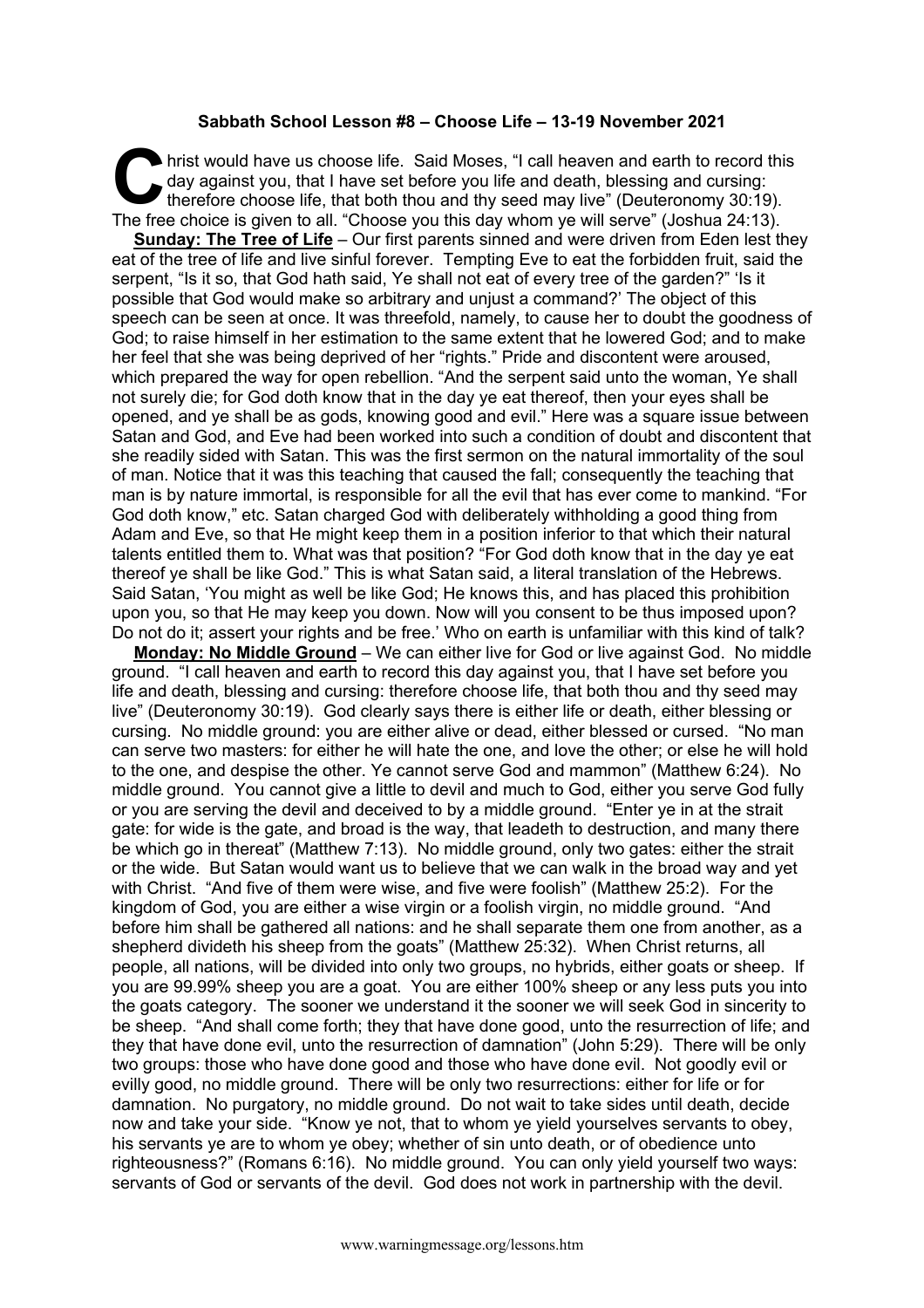**Sabbath School Lesson #8 – Choose Life – 13-19 November 2021**

Christ would have us choose life. Said Moses, "I call heaven and earth to record this day against you, that I have set before you life and death, blessing and cursing: therefore choose life, that both thou and thy seed may live" (Deuteronomy 30:19). The free choice is given to all. "Choose you this day whom ye will serve" (Joshua 24:13).

**Sunday: The Tree of Life** – Our first parents sinned and were driven from Eden lest they eat of the tree of life and live sinful forever. Tempting Eve to eat the forbidden fruit, said the serpent, "Is it so, that God hath said, Ye shall not eat of every tree of the garden?" 'Is it possible that God would make so arbitrary and unjust a command?' The object of this speech can be seen at once. It was threefold, namely, to cause her to doubt the goodness of God; to raise himself in her estimation to the same extent that he lowered God; and to make her feel that she was being deprived of her "rights." Pride and discontent were aroused, which prepared the way for open rebellion. "And the serpent said unto the woman, Ye shall not surely die; for God doth know that in the day ye eat thereof, then your eyes shall be opened, and ye shall be as gods, knowing good and evil." Here was a square issue between Satan and God, and Eve had been worked into such a condition of doubt and discontent that she readily sided with Satan. This was the first sermon on the natural immortality of the soul of man. Notice that it was this teaching that caused the fall; consequently the teaching that man is by nature immortal, is responsible for all the evil that has ever come to mankind. "For God doth know," etc. Satan charged God with deliberately withholding a good thing from Adam and Eve, so that He might keep them in a position inferior to that which their natural talents entitled them to. What was that position? "For God doth know that in the day ye eat thereof ye shall be like God." This is what Satan said, a literal translation of the Hebrews. Said Satan, 'You might as well be like God; He knows this, and has placed this prohibition upon you, so that He may keep you down. Now will you consent to be thus imposed upon? Do not do it; assert your rights and be free.' Who on earth is unfamiliar with this kind of talk?

**Monday: No Middle Ground** – We can either live for God or live against God. No middle ground. "I call heaven and earth to record this day against you, that I have set before you life and death, blessing and cursing: therefore choose life, that both thou and thy seed may live" (Deuteronomy 30:19). God clearly says there is either life or death, either blessing or cursing. No middle ground: you are either alive or dead, either blessed or cursed. "No man can serve two masters: for either he will hate the one, and love the other; or else he will hold to the one, and despise the other. Ye cannot serve God and mammon" (Matthew 6:24). No middle ground. You cannot give a little to devil and much to God, either you serve God fully or you are serving the devil and deceived to by a middle ground. "Enter ye in at the strait gate: for wide is the gate, and broad is the way, that leadeth to destruction, and many there be which go in thereat" (Matthew 7:13). No middle ground, only two gates: either the strait or the wide. But Satan would want us to believe that we can walk in the broad way and yet with Christ. "And five of them were wise, and five were foolish" (Matthew 25:2). For the kingdom of God, you are either a wise virgin or a foolish virgin, no middle ground. "And before him shall be gathered all nations: and he shall separate them one from another, as a shepherd divideth his sheep from the goats" (Matthew 25:32). When Christ returns, all people, all nations, will be divided into only two groups, no hybrids, either goats or sheep. If you are 99.99% sheep you are a goat. You are either 100% sheep or any less puts you into the goats category. The sooner we understand it the sooner we will seek God in sincerity to be sheep. "And shall come forth; they that have done good, unto the resurrection of life; and they that have done evil, unto the resurrection of damnation" (John 5:29). There will be only two groups: those who have done good and those who have done evil. Not goodly evil or evilly good, no middle ground. There will be only two resurrections: either for life or for damnation. No purgatory, no middle ground. Do not wait to take sides until death, decide now and take your side. "Know ye not, that to whom ye yield yourselves servants to obey, his servants ye are to whom ye obey; whether of sin unto death, or of obedience unto righteousness?" (Romans 6:16). No middle ground. You can only yield yourself two ways: servants of God or servants of the devil. God does not work in partnership with the devil.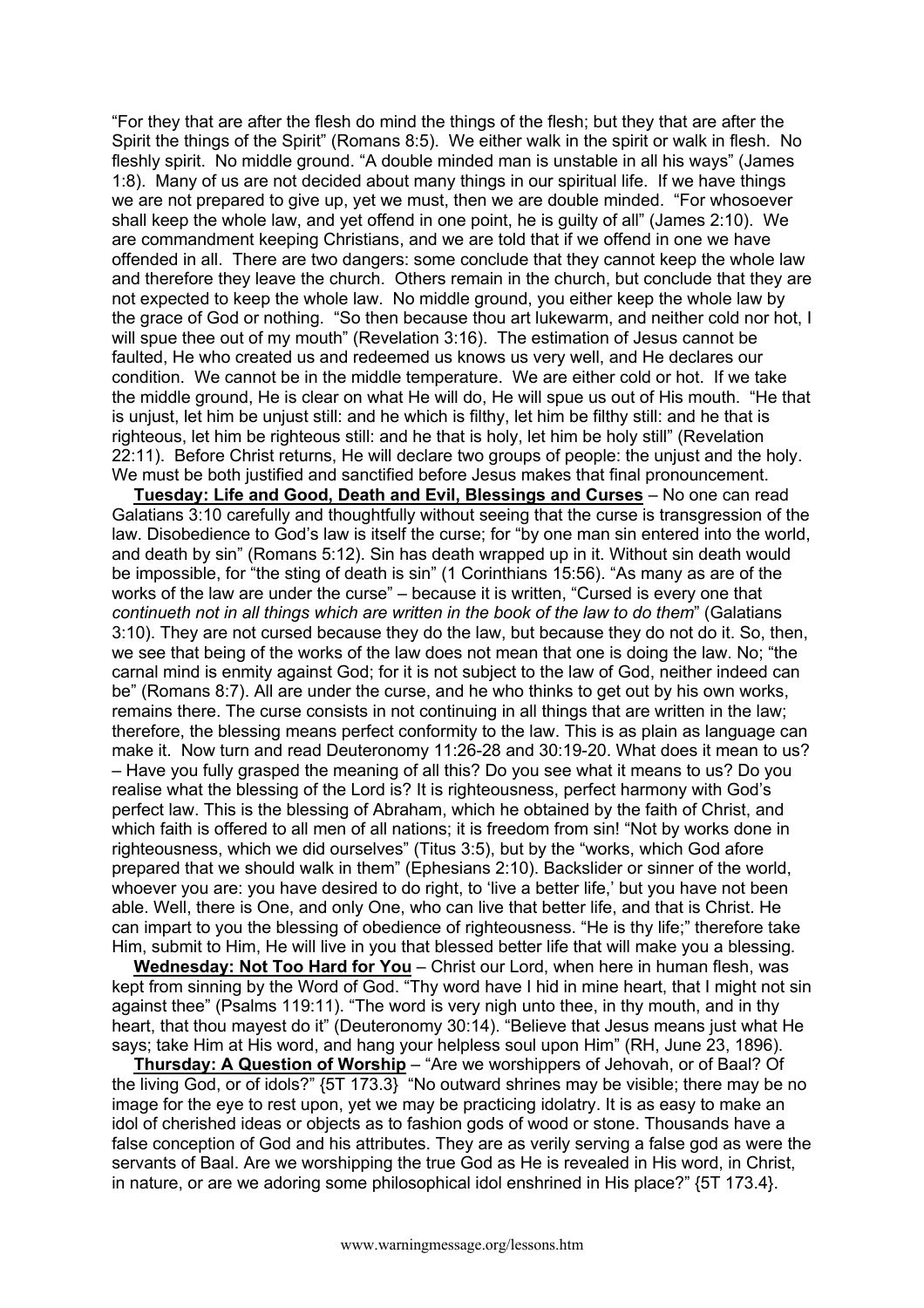"For they that are after the flesh do mind the things of the flesh; but they that are after the Spirit the things of the Spirit" (Romans 8:5). We either walk in the spirit or walk in flesh. No fleshly spirit. No middle ground. "A double minded man is unstable in all his ways" (James 1:8). Many of us are not decided about many things in our spiritual life. If we have things we are not prepared to give up, yet we must, then we are double minded. "For whosoever shall keep the whole law, and yet offend in one point, he is guilty of all" (James 2:10). We are commandment keeping Christians, and we are told that if we offend in one we have offended in all. There are two dangers: some conclude that they cannot keep the whole law and therefore they leave the church. Others remain in the church, but conclude that they are not expected to keep the whole law. No middle ground, you either keep the whole law by the grace of God or nothing. "So then because thou art lukewarm, and neither cold nor hot, I will spue thee out of my mouth" (Revelation 3:16). The estimation of Jesus cannot be faulted, He who created us and redeemed us knows us very well, and He declares our condition. We cannot be in the middle temperature. We are either cold or hot. If we take the middle ground, He is clear on what He will do, He will spue us out of His mouth. "He that is unjust, let him be unjust still: and he which is filthy, let him be filthy still: and he that is righteous, let him be righteous still: and he that is holy, let him be holy still" (Revelation 22:11). Before Christ returns, He will declare two groups of people: the unjust and the holy. We must be both justified and sanctified before Jesus makes that final pronouncement.

**Tuesday: Life and Good, Death and Evil, Blessings and Curses** – No one can read Galatians 3:10 carefully and thoughtfully without seeing that the curse is transgression of the law. Disobedience to God's law is itself the curse; for "by one man sin entered into the world, and death by sin" (Romans 5:12). Sin has death wrapped up in it. Without sin death would be impossible, for "the sting of death is sin" (1 Corinthians 15:56). "As many as are of the works of the law are under the curse" – because it is written, "Cursed is every one that *continueth not in all things which are written in the book of the law to do them*" (Galatians 3:10). They are not cursed because they do the law, but because they do not do it. So, then, we see that being of the works of the law does not mean that one is doing the law. No; "the carnal mind is enmity against God; for it is not subject to the law of God, neither indeed can be" (Romans 8:7). All are under the curse, and he who thinks to get out by his own works, remains there. The curse consists in not continuing in all things that are written in the law; therefore, the blessing means perfect conformity to the law. This is as plain as language can make it. Now turn and read Deuteronomy 11:26-28 and 30:19-20. What does it mean to us? – Have you fully grasped the meaning of all this? Do you see what it means to us? Do you realise what the blessing of the Lord is? It is righteousness, perfect harmony with God's perfect law. This is the blessing of Abraham, which he obtained by the faith of Christ, and which faith is offered to all men of all nations; it is freedom from sin! "Not by works done in righteousness, which we did ourselves" (Titus 3:5), but by the "works, which God afore prepared that we should walk in them" (Ephesians 2:10). Backslider or sinner of the world, whoever you are: you have desired to do right, to 'live a better life,' but you have not been able. Well, there is One, and only One, who can live that better life, and that is Christ. He can impart to you the blessing of obedience of righteousness. "He is thy life;" therefore take Him, submit to Him, He will live in you that blessed better life that will make you a blessing.

**Wednesday: Not Too Hard for You** – Christ our Lord, when here in human flesh, was kept from sinning by the Word of God. "Thy word have I hid in mine heart, that I might not sin against thee" (Psalms 119:11). "The word is very nigh unto thee, in thy mouth, and in thy heart, that thou mayest do it" (Deuteronomy 30:14). "Believe that Jesus means just what He says; take Him at his word, and hang your helpless soul upon Him" (RH, June 23, 1896).

**Thursday: A Question of Worship** – "Are we worshippers of Jehovah, or of Baal? Of the living God, or of idols?" {5T 173.3} "No outward shrines may be visible; there may be no image for the eye to rest upon, yet we may be practicing idolatry. It is as easy to make an idol of cherished ideas or objects as to fashion gods of wood or stone. Thousands have a false conception of God and his attributes. They are as verily serving a false god as were the servants of Baal. Are we worshipping the true God as He is revealed in His word, in Christ, in nature, or are we adoring some philosophical idol enshrined in His place?" {5T 173.4}.

www.warningmessage.org/lessons.htm